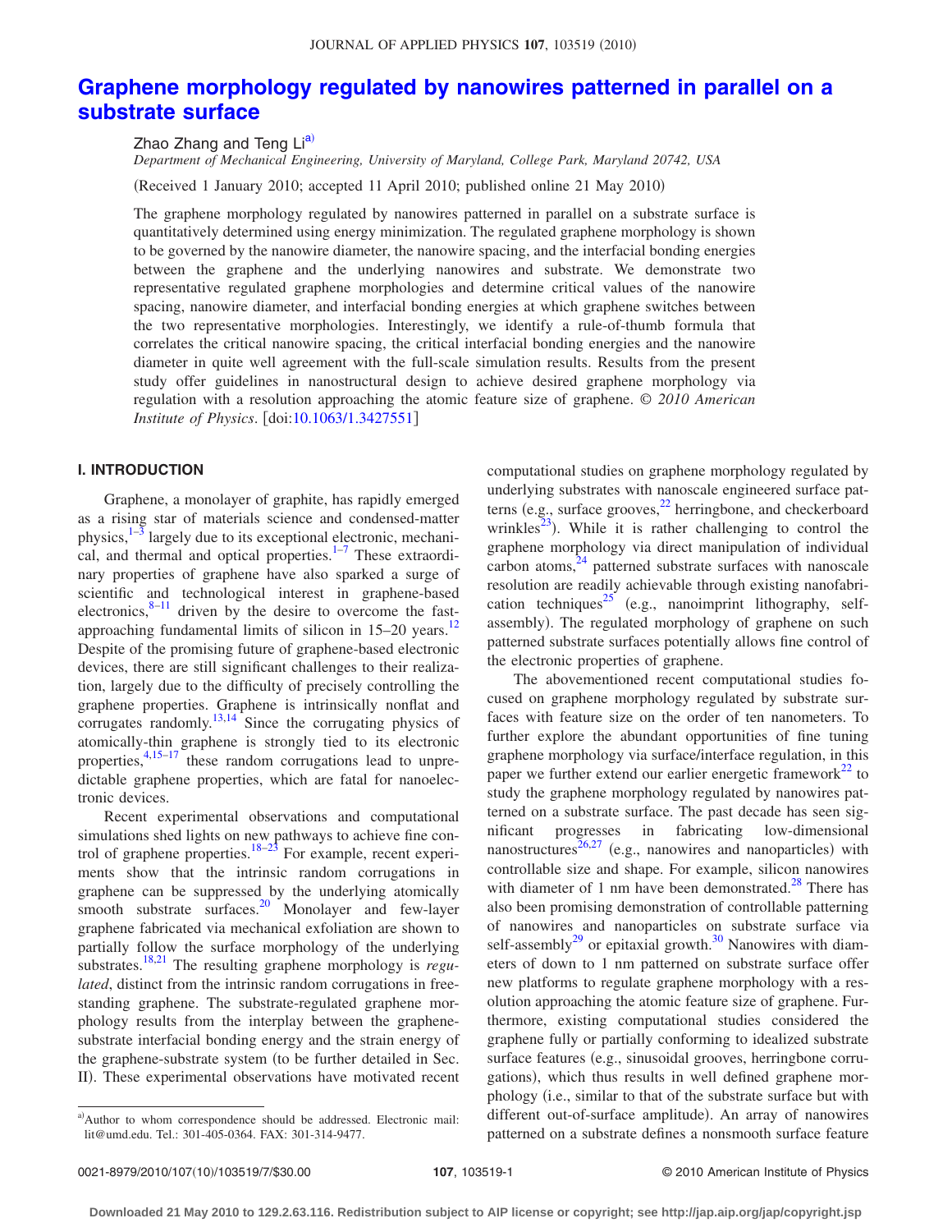# Graphene morphology regulated by nanowires patterned in parallel on a substrate surface

Zhao Zhang and Teng Li[a]

*Department of Mechanical Engineering, University of Maryland, College Park, Maryland 20742, USA*

(Received 1 January 2010; accepted 11 April 2010; published online 21 May 2010)

The graphene morphology regulated by nanowires patterned in parallel on a substrate surface is quantitatively determined using energy minimization. The regulated graphene morphology is shown to be governed by the nanowire diameter, the nanowire spacing, and the interfacial bonding energies between the graphene and the underlying nanowires and substrate. We demonstrate two representative regulated graphene morphologies and determine critical values of the nanowire spacing, nanowire diameter, and interfacial bonding energies at which graphene switches between the two representative morphologies. Interestingly, we identify a rule-of-thumb formula that correlates the critical nanowire spacing, the critical interfacial bonding energies and the nanowire diameter in quite well agreement with the full-scale simulation results. Results from the present study offer guidelines in nanostructural design to achieve desired graphene morphology via regulation with a resolution approaching the atomic feature size of graphene. © *2010 American Institute of Physics*. [doi:10.1063/1.3427551]

## I. INTRODUCTION

Graphene, a monolayer of graphite, has rapidly emerged as a rising star of materials science and condensed-matter physics,[1–3] largely due to its exceptional electronic, mechanical, and thermal and optical properties.[1–7] These extraordinary properties of graphene have also sparked a surge of scientific and technological interest in graphene-based electronics,[8–11] driven by the desire to overcome the fast-approaching fundamental limits of silicon in 15–20 years.[12] Despite of the promising future of graphene-based electronic devices, there are still significant challenges to their realization, largely due to the difficulty of precisely controlling the graphene properties. Graphene is intrinsically nonflat and corrugates randomly.[13,14] Since the corrugating physics of atomically-thin graphene is strongly tied to its electronic properties,[4,15–17] these random corrugations lead to unpredictable graphene properties, which are fatal for nanoelectronic devices.

Recent experimental observations and computational simulations shed lights on new pathways to achieve fine control of graphene properties.[18–23] For example, recent experiments show that the intrinsic random corrugations in graphene can be suppressed by the underlying atomically smooth substrate surfaces.[20] Monolayer and few-layer graphene fabricated via mechanical exfoliation are shown to partially follow the surface morphology of the underlying substrates.[18,21] The resulting graphene morphology is *regulated*, distinct from the intrinsic random corrugations in free-standing graphene. The substrate-regulated graphene morphology results from the interplay between the graphene-substrate interfacial bonding energy and the strain energy of the graphene-substrate system (to be further detailed in Sec. II). These experimental observations have motivated recent computational studies on graphene morphology regulated by underlying substrates with nanoscale engineered surface patterns (e.g., surface grooves,[22] herringbone, and checkerboard wrinkles[23]). While it is rather challenging to control the graphene morphology via direct manipulation of individual carbon atoms,[24] patterned substrate surfaces with nanoscale resolution are readily achievable through existing nanofabrication techniques[25] (e.g., nanoimprint lithography, self-assembly). The regulated morphology of graphene on such patterned substrate surfaces potentially allows fine control of the electronic properties of graphene.

The abovementioned recent computational studies focused on graphene morphology regulated by substrate surfaces with feature size on the order of ten nanometers. To further explore the abundant opportunities of fine tuning graphene morphology via surface/interface regulation, in this paper we further extend our earlier energetic framework[22] to study the graphene morphology regulated by nanowires patterned on a substrate surface. The past decade has seen significant progresses in fabricating low-dimensional nanostructures[26,27] (e.g., nanowires and nanoparticles) with controllable size and shape. For example, silicon nanowires with diameter of 1 nm have been demonstrated.[28] There has also been promising demonstration of controllable patterning of nanowires and nanoparticles on substrate surface via self-assembly[29] or epitaxial growth.[30] Nanowires with diameters of down to 1 nm patterned on substrate surface offer new platforms to regulate graphene morphology with a resolution approaching the atomic feature size of graphene. Furthermore, existing computational studies considered the graphene fully or partially conforming to idealized substrate surface features (e.g., sinusoidal grooves, herringbone corrugations), which thus results in well defined graphene morphology (i.e., similar to that of the substrate surface but with different out-of-surface amplitude). An array of nanowires patterned on a substrate defines a nonsmooth surface feature

[a] Author to whom correspondence should be addressed. Electronic mail: lit@umd.edu. Tel.: 301-405-0364. FAX: 301-314-9477.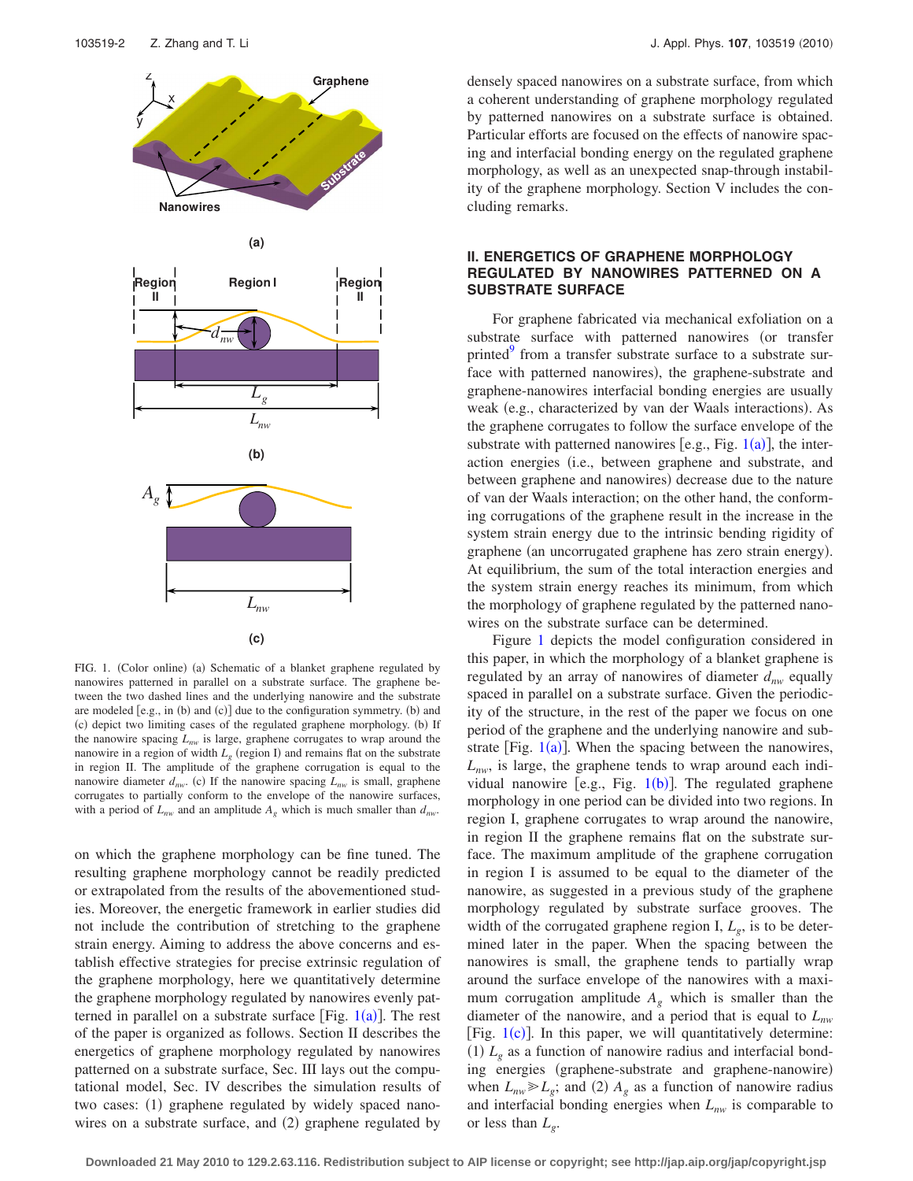FIG. 1. (Color online) (a) Schematic of a blanket graphene regulated by nanowires patterned in parallel on a substrate surface. The graphene between the two dashed lines and the underlying nanowire and the substrate are modeled [e.g., in (b) and (c)] due to the configuration symmetry. (b) and (c) depict two limiting cases of the regulated graphene morphology. (b) If the nanowire spacing $L_{nw}$ is large, graphene corrugates to wrap around the nanowire in a region of width $L_g$ (region I) and remains flat on the substrate in region II. The amplitude of the graphene corrugation is equal to the nanowire diameter $d_{nw}$. (c) If the nanowire spacing $L_{nw}$ is small, graphene corrugates to partially conform to the envelope of the nanowire surfaces, with a period of $L_{nw}$ and an amplitude $A_g$ which is much smaller than $d_{nw}$.

on which the graphene morphology can be fine tuned. The resulting graphene morphology cannot be readily predicted or extrapolated from the results of the abovementioned studies. Moreover, the energetic framework in earlier studies did not include the contribution of stretching to the graphene strain energy. Aiming to address the above concerns and establish effective strategies for precise extrinsic regulation of the graphene morphology, here we quantitatively determine the graphene morphology regulated by nanowires evenly patterned in parallel on a substrate surface [Fig. 1(a)]. The rest of the paper is organized as follows. Section II describes the energetics of graphene morphology regulated by nanowires patterned on a substrate surface, Sec. III lays out the computational model, Sec. IV describes the simulation results of two cases: (1) graphene regulated by widely spaced nanowires on a substrate surface, and (2) graphene regulated by densely spaced nanowires on a substrate surface, from which a coherent understanding of graphene morphology regulated by patterned nanowires on a substrate surface is obtained. Particular efforts are focused on the effects of nanowire spacing and interfacial bonding energy on the regulated graphene morphology, as well as an unexpected snap-through instability of the graphene morphology. Section V includes the concluding remarks.

## II. ENERGETICS OF GRAPHENE MORPHOLOGY REGULATED BY NANOWIRES PATTERNED ON A SUBSTRATE SURFACE

For graphene fabricated via mechanical exfoliation on a substrate surface with patterned nanowires (or transfer printed[9] from a transfer substrate surface to a substrate surface with patterned nanowires), the graphene-substrate and graphene-nanowires interfacial bonding energies are usually weak (e.g., characterized by van der Waals interactions). As the graphene corrugates to follow the surface envelope of the substrate with patterned nanowires [e.g., Fig. 1(a)], the interaction energies (i.e., between graphene and substrate, and between graphene and nanowires) decrease due to the nature of van der Waals interaction; on the other hand, the conforming corrugations of the graphene result in the increase in the system strain energy due to the intrinsic bending rigidity of graphene (an uncorrugated graphene has zero strain energy). At equilibrium, the sum of the total interaction energies and the system strain energy reaches its minimum, from which the morphology of graphene regulated by the patterned nanowires on the substrate surface can be determined.

Figure 1 depicts the model configuration considered in this paper, in which the morphology of a blanket graphene is regulated by an array of nanowires of diameter $d_{nw}$ equally spaced in parallel on a substrate surface. Given the periodicity of the structure, in the rest of the paper we focus on one period of the graphene and the underlying nanowire and substrate [Fig. 1(a)]. When the spacing between the nanowires, $L_{nw}$, is large, the graphene tends to wrap around each individual nanowire [e.g., Fig. 1(b)]. The regulated graphene morphology in one period can be divided into two regions. In region I, graphene corrugates to wrap around the nanowire, in region II the graphene remains flat on the substrate surface. The maximum amplitude of the graphene corrugation in region I is assumed to be equal to the diameter of the nanowire, as suggested in a previous study of the graphene morphology regulated by substrate surface grooves. The width of the corrugated graphene region I, $L_g$, is to be determined later in the paper. When the spacing between the nanowires is small, the graphene tends to partially wrap around the surface envelope of the nanowires with a maximum corrugation amplitude $A_g$ which is smaller than the diameter of the nanowire, and a period that is equal to $L_{nw}$ [Fig. 1(c)]. In this paper, we will quantitatively determine: (1) $L_g$ as a function of nanowire radius and interfacial bonding energies (graphene-substrate and graphene-nanowire) when $L_{nw} \gg L_g$; and (2) $A_g$ as a function of nanowire radius and interfacial bonding energies when $L_{nw}$ is comparable to or less than $L_g$.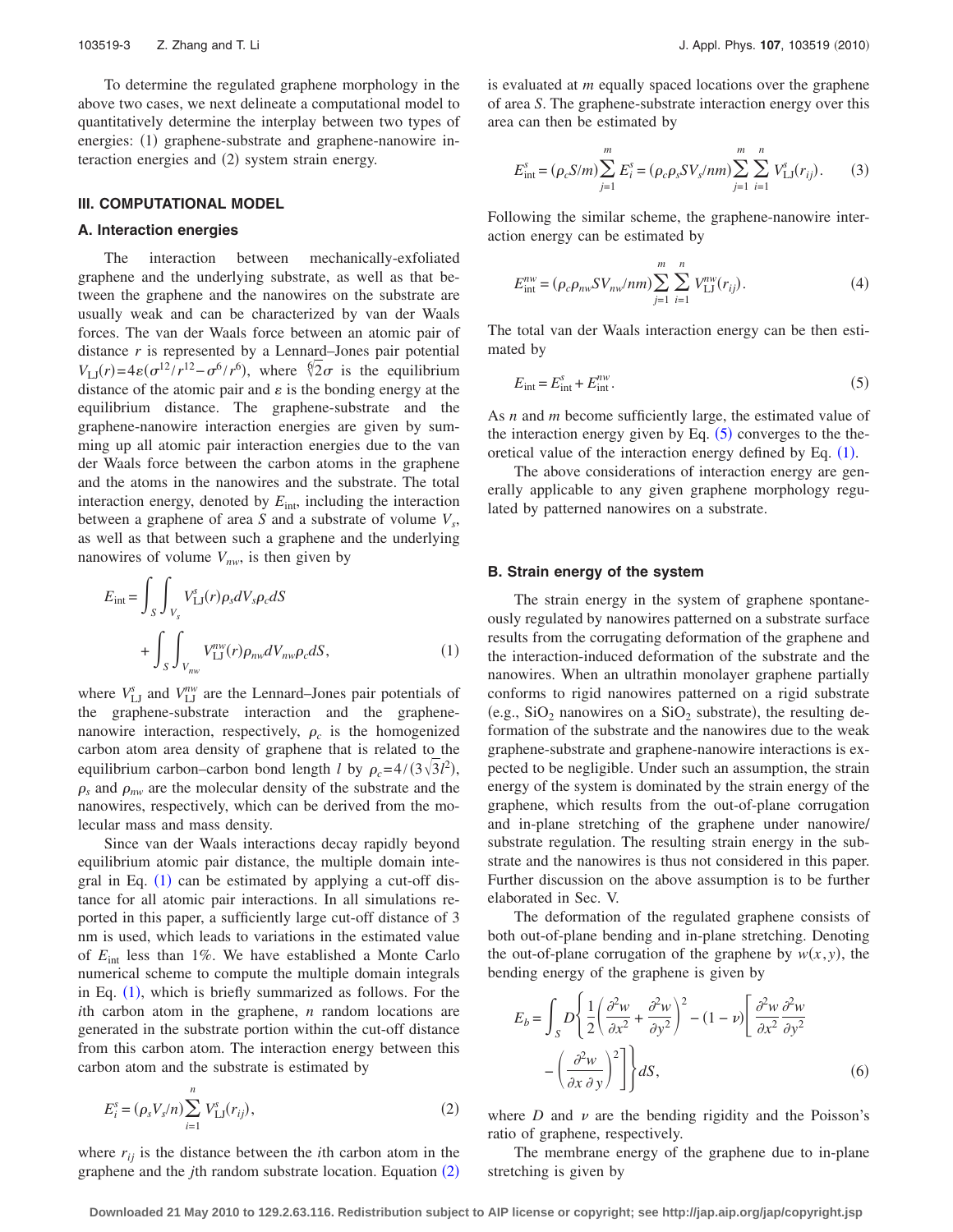To determine the regulated graphene morphology in the above two cases, we next delineate a computational model to quantitatively determine the interplay between two types of energies: (1) graphene-substrate and graphene-nanowire interaction energies and (2) system strain energy.

## III. COMPUTATIONAL MODEL

### A. Interaction energies

The interaction between mechanically-exfoliated graphene and the underlying substrate, as well as that between the graphene and the nanowires on the substrate are usually weak and can be characterized by van der Waals forces. The van der Waals force between an atomic pair of distance $r$ is represented by a Lennard–Jones pair potential $V_{LJ}(r)=4\varepsilon(\sigma^{12}/r^{12}-\sigma^{6}/r^{6})$, where $\sqrt[6]{2}\sigma$ is the equilibrium distance of the atomic pair and $\varepsilon$ is the bonding energy at the equilibrium distance. The graphene-substrate and the graphene-nanowire interaction energies are given by summing up all atomic pair interaction energies due to the van der Waals force between the carbon atoms in the graphene and the atoms in the nanowires and the substrate. The total interaction energy, denoted by $E_{\text{int}}$, including the interaction between a graphene of area $S$ and a substrate of volume $V_s$, as well as that between such a graphene and the underlying nanowires of volume $V_{nw}$, is then given by

$$E_{\text{int}} = \int_S \int_{V_s} V_{LJ}^{s}(r)\rho_s dV_s \rho_c dS + \int_S \int_{V_{nw}} V_{LJ}^{nw}(r)\rho_{nw} dV_{nw}\rho_c dS, \quad (1)$$

where $V_{LJ}^{s}$ and $V_{LJ}^{nw}$ are the Lennard–Jones pair potentials of the graphene-substrate interaction and the graphene-nanowire interaction, respectively, $\rho_c$ is the homogenized carbon atom area density of graphene that is related to the equilibrium carbon–carbon bond length $l$ by $\rho_c = 4/(3\sqrt{3}l^2)$, $\rho_s$ and $\rho_{nw}$ are the molecular density of the substrate and the nanowires, respectively, which can be derived from the molecular mass and mass density.

Since van der Waals interactions decay rapidly beyond equilibrium atomic pair distance, the multiple domain integral in Eq. (1) can be estimated by applying a cut-off distance for all atomic pair interactions. In all simulations reported in this paper, a sufficiently large cut-off distance of 3 nm is used, which leads to variations in the estimated value of $E_{\text{int}}$ less than 1%. We have established a Monte Carlo numerical scheme to compute the multiple domain integrals in Eq. (1), which is briefly summarized as follows. For the $i$th carbon atom in the graphene, $n$ random locations are generated in the substrate portion within the cut-off distance from this carbon atom. The interaction energy between this carbon atom and the substrate is estimated by

$$E_i^s = (\rho_s V_s/n)\sum_{i=1}^{n} V_{LJ}^{s}(r_{ij}), \quad (2)$$

where $r_{ij}$ is the distance between the $i$th carbon atom in the graphene and the $j$th random substrate location. Equation (2) is evaluated at $m$ equally spaced locations over the graphene of area $S$. The graphene-substrate interaction energy over this area can then be estimated by

$$E_{\text{int}}^{s} = (\rho_c S/m)\sum_{j=1}^{m} E_i^s = (\rho_c \rho_s S V_s/nm)\sum_{j=1}^{m}\sum_{i=1}^{n} V_{LJ}^{s}(r_{ij}). \quad (3)$$

Following the similar scheme, the graphene-nanowire interaction energy can be estimated by

$$E_{\text{int}}^{nw} = (\rho_c \rho_{nw} S V_{nw}/nm)\sum_{j=1}^{m}\sum_{i=1}^{n} V_{LJ}^{nw}(r_{ij}). \quad (4)$$

The total van der Waals interaction energy can be then estimated by

$$E_{\text{int}} = E_{\text{int}}^{s} + E_{\text{int}}^{nw}. \quad (5)$$

As $n$ and $m$ become sufficiently large, the estimated value of the interaction energy given by Eq. (5) converges to the theoretical value of the interaction energy defined by Eq. (1).

The above considerations of interaction energy are generally applicable to any given graphene morphology regulated by patterned nanowires on a substrate.

### B. Strain energy of the system

The strain energy in the system of graphene spontaneously regulated by nanowires patterned on a substrate surface results from the corrugating deformation of the graphene and the interaction-induced deformation of the substrate and the nanowires. When an ultrathin monolayer graphene partially conforms to rigid nanowires patterned on a rigid substrate (e.g., $SiO_2$ nanowires on a $SiO_2$ substrate), the resulting deformation of the substrate and the nanowires due to the weak graphene-substrate and graphene-nanowire interactions is expected to be negligible. Under such an assumption, the strain energy of the system is dominated by the strain energy of the graphene, which results from the out-of-plane corrugation and in-plane stretching of the graphene under nanowire/substrate regulation. The resulting strain energy in the substrate and the nanowires is thus not considered in this paper. Further discussion on the above assumption is to be further elaborated in Sec. V.

The deformation of the regulated graphene consists of both out-of-plane bending and in-plane stretching. Denoting the out-of-plane corrugation of the graphene by $w(x,y)$, the bending energy of the graphene is given by

$$E_b = \int_S D\left\{\frac{1}{2}\left(\frac{\partial^2 w}{\partial x^2}+\frac{\partial^2 w}{\partial y^2}\right)^2 - (1-\nu)\left[\frac{\partial^2 w}{\partial x^2}\frac{\partial^2 w}{\partial y^2} - \left(\frac{\partial^2 w}{\partial x\,\partial y}\right)^2\right]\right\}dS, \quad (6)$$

where $D$ and $\nu$ are the bending rigidity and the Poisson's ratio of graphene, respectively.

The membrane energy of the graphene due to in-plane stretching is given by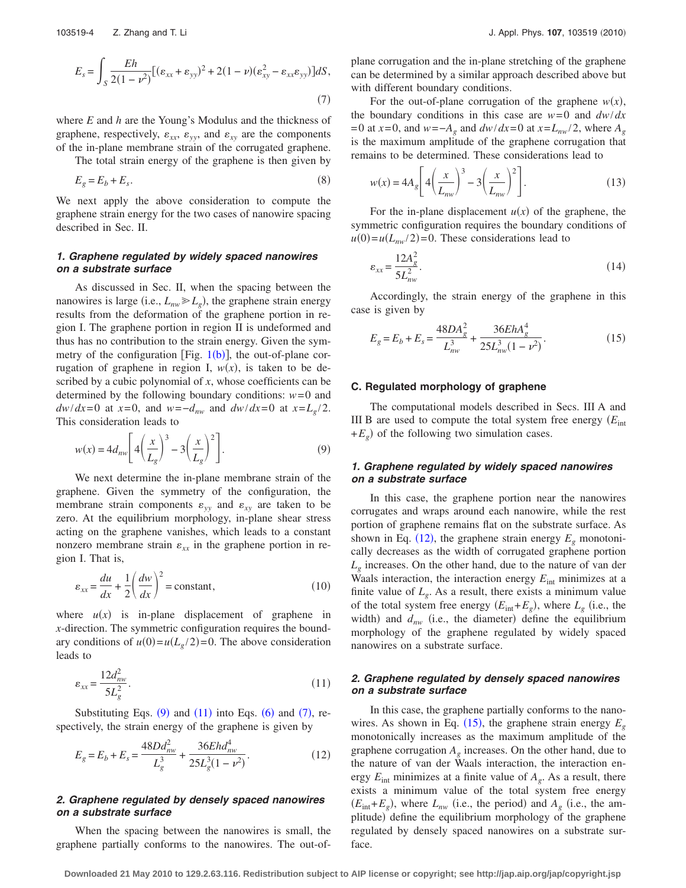$$E_s = \int_S \frac{Eh}{2(1-\nu^2)}[(\varepsilon_{xx}+\varepsilon_{yy})^2 + 2(1-\nu)(\varepsilon_{xy}^2 - \varepsilon_{xx}\varepsilon_{yy})]dS, \tag{7}$$

where $E$ and $h$ are the Young's Modulus and the thickness of graphene, respectively, $\varepsilon_{xx}$, $\varepsilon_{yy}$, and $\varepsilon_{xy}$ are the components of the in-plane membrane strain of the corrugated graphene.

The total strain energy of the graphene is then given by

$$E_g = E_b + E_s. \tag{8}$$

We next apply the above consideration to compute the graphene strain energy for the two cases of nanowire spacing described in Sec. II.

### 1. Graphene regulated by widely spaced nanowires on a substrate surface

As discussed in Sec. II, when the spacing between the nanowires is large (i.e., $L_{nw} \gg L_g$), the graphene strain energy results from the deformation of the graphene portion in region I. The graphene portion in region II is undeformed and thus has no contribution to the strain energy. Given the symmetry of the configuration [Fig. 1(b)], the out-of-plane corrugation of graphene in region I, $w(x)$, is taken to be described by a cubic polynomial of $x$, whose coefficients can be determined by the following boundary conditions: $w=0$ and $dw/dx=0$ at $x=0$, and $w=-d_{nw}$ and $dw/dx=0$ at $x=L_g/2$. This consideration leads to

$$w(x) = 4d_{nw}\left[4\left(\frac{x}{L_g}\right)^3 - 3\left(\frac{x}{L_g}\right)^2\right]. \tag{9}$$

We next determine the in-plane membrane strain of the graphene. Given the symmetry of the configuration, the membrane strain components $\varepsilon_{yy}$ and $\varepsilon_{xy}$ are taken to be zero. At the equilibrium morphology, in-plane shear stress acting on the graphene vanishes, which leads to a constant nonzero membrane strain $\varepsilon_{xx}$ in the graphene portion in region I. That is,

$$\varepsilon_{xx} = \frac{du}{dx} + \frac{1}{2}\left(\frac{dw}{dx}\right)^2 = \text{constant}, \tag{10}$$

where $u(x)$ is in-plane displacement of graphene in $x$-direction. The symmetric configuration requires the boundary conditions of $u(0)=u(L_g/2)=0$. The above consideration leads to

$$\varepsilon_{xx} = \frac{12d_{nw}^2}{5L_g^2}. \tag{11}$$

Substituting Eqs. (9) and (11) into Eqs. (6) and (7), respectively, the strain energy of the graphene is given by

$$E_g = E_b + E_s = \frac{48Dd_{nw}^2}{L_g^3} + \frac{36Ehd_{nw}^4}{25L_g^3(1-\nu^2)}. \tag{12}$$

### 2. Graphene regulated by densely spaced nanowires on a substrate surface

When the spacing between the nanowires is small, the graphene partially conforms to the nanowires. The out-of-plane corrugation and the in-plane stretching of the graphene can be determined by a similar approach described above but with different boundary conditions.

For the out-of-plane corrugation of the graphene $w(x)$, the boundary conditions in this case are $w=0$ and $dw/dx=0$ at $x=0$, and $w=-A_g$ and $dw/dx=0$ at $x=L_{nw}/2$, where $A_g$ is the maximum amplitude of the graphene corrugation that remains to be determined. These considerations lead to

$$w(x) = 4A_g\left[4\left(\frac{x}{L_{nw}}\right)^3 - 3\left(\frac{x}{L_{nw}}\right)^2\right]. \tag{13}$$

For the in-plane displacement $u(x)$ of the graphene, the symmetric configuration requires the boundary conditions of $u(0)=u(L_{nw}/2)=0$. These considerations lead to

$$\varepsilon_{xx} = \frac{12A_g^2}{5L_{nw}^2}. \tag{14}$$

Accordingly, the strain energy of the graphene in this case is given by

$$E_g = E_b + E_s = \frac{48DA_g^2}{L_{nw}^3} + \frac{36EhA_g^4}{25L_{nw}^3(1-\nu^2)}. \tag{15}$$

## C. Regulated morphology of graphene

The computational models described in Secs. III A and III B are used to compute the total system free energy ($E_{\text{int}}+E_g$) of the following two simulation cases.

### 1. Graphene regulated by widely spaced nanowires on a substrate surface

In this case, the graphene portion near the nanowires corrugates and wraps around each nanowire, while the rest portion of graphene remains flat on the substrate surface. As shown in Eq. (12), the graphene strain energy $E_g$ monotonically decreases as the width of corrugated graphene portion $L_g$ increases. On the other hand, due to the nature of van der Waals interaction, the interaction energy $E_{\text{int}}$ minimizes at a finite value of $L_g$. As a result, there exists a minimum value of the total system free energy ($E_{\text{int}}+E_g$), where $L_g$ (i.e., the width) and $d_{nw}$ (i.e., the diameter) define the equilibrium morphology of the graphene regulated by widely spaced nanowires on a substrate surface.

### 2. Graphene regulated by densely spaced nanowires on a substrate surface

In this case, the graphene partially conforms to the nanowires. As shown in Eq. (15), the graphene strain energy $E_g$ monotonically increases as the maximum amplitude of the graphene corrugation $A_g$ increases. On the other hand, due to the nature of van der Waals interaction, the interaction energy $E_{\text{int}}$ minimizes at a finite value of $A_g$. As a result, there exists a minimum value of the total system free energy ($E_{\text{int}}+E_g$), where $L_{nw}$ (i.e., the period) and $A_g$ (i.e., the amplitude) define the equilibrium morphology of the graphene regulated by densely spaced nanowires on a substrate surface.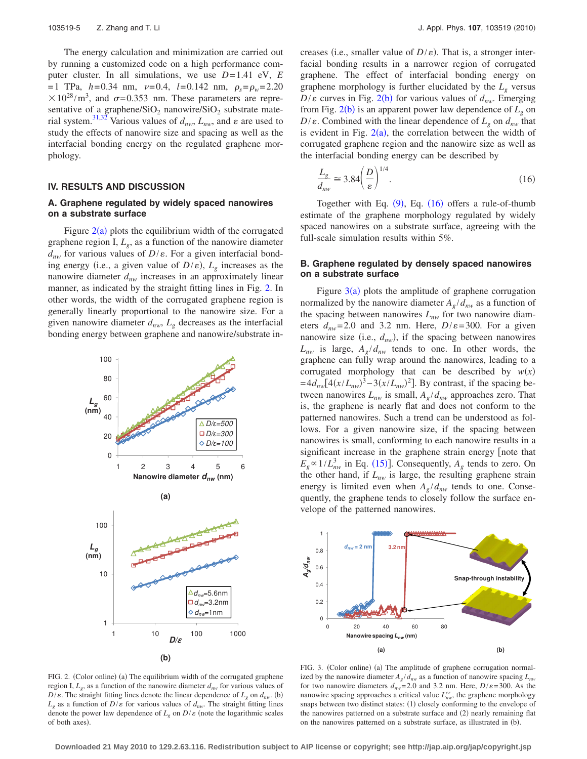The energy calculation and minimization are carried out by running a customized code on a high performance computer cluster. In all simulations, we use $D=1.41$ eV, $E=1$ TPa, $h=0.34$ nm, $\nu=0.4$, $l=0.142$ nm, $\rho_s=\rho_w=2.20\times10^{28}/\text{m}^3$, and $\sigma=0.353$ nm. These parameters are representative of a graphene/$SiO_2$ nanowire/$SiO_2$ substrate material system.[31,32] Various values of $d_{nw}$, $L_{nw}$, and $\varepsilon$ are used to study the effects of nanowire size and spacing as well as the interfacial bonding energy on the regulated graphene morphology.

## IV. RESULTS AND DISCUSSION

### A. Graphene regulated by widely spaced nanowires on a substrate surface

Figure 2(a) plots the equilibrium width of the corrugated graphene region I, $L_g$, as a function of the nanowire diameter $d_{nw}$ for various values of $D/\varepsilon$. For a given interfacial bonding energy (i.e., a given value of $D/\varepsilon$), $L_g$ increases as the nanowire diameter $d_{nw}$ increases in an approximately linear manner, as indicated by the straight fitting lines in Fig. 2. In other words, the width of the corrugated graphene region is generally linearly proportional to the nanowire size. For a given nanowire diameter $d_{nw}$, $L_g$ decreases as the interfacial bonding energy between graphene and nanowire/substrate increases (i.e., smaller value of $D/\varepsilon$). That is, a stronger interfacial bonding results in a narrower region of corrugated graphene. The effect of interfacial bonding energy on graphene morphology is further elucidated by the $L_g$ versus $D/\varepsilon$ curves in Fig. 2(b) for various values of $d_{nw}$. Emerging from Fig. 2(b) is an apparent power law dependence of $L_g$ on $D/\varepsilon$. Combined with the linear dependence of $L_g$ on $d_{nw}$ that is evident in Fig. 2(a), the correlation between the width of corrugated graphene region and the nanowire size as well as the interfacial bonding energy can be described by

$$\frac{L_g}{d_{nw}} \cong 3.84\left(\frac{D}{\varepsilon}\right)^{1/4}. \tag{16}$$

Together with Eq. (9), Eq. (16) offers a rule-of-thumb estimate of the graphene morphology regulated by widely spaced nanowires on a substrate surface, agreeing with the full-scale simulation results within 5%.

FIG. 2. (Color online) (a) The equilibrium width of the corrugated graphene region I, $L_g$, as a function of the nanowire diameter $d_{nw}$ for various values of $D/\varepsilon$. The straight fitting lines denote the linear dependence of $L_g$ on $d_{nw}$. (b) $L_g$ as a function of $D/\varepsilon$ for various values of $d_{nw}$. The straight fitting lines denote the power law dependence of $L_g$ on $D/\varepsilon$ (note the logarithmic scales of both axes).

### B. Graphene regulated by densely spaced nanowires on a substrate surface

Figure 3(a) plots the amplitude of graphene corrugation normalized by the nanowire diameter $A_g/d_{nw}$ as a function of the spacing between nanowires $L_{nw}$ for two nanowire diameters $d_{nw}=2.0$ and 3.2 nm. Here, $D/\varepsilon=300$. For a given nanowire size (i.e., $d_{nw}$), if the spacing between nanowires $L_{nw}$ is large, $A_g/d_{nw}$ tends to one. In other words, the graphene can fully wrap around the nanowires, leading to a corrugated morphology that can be described by $w(x)=4d_{nw}[4(x/L_{nw})^3-3(x/L_{nw})^2]$. By contrast, if the spacing between nanowires $L_{nw}$ is small, $A_g/d_{nw}$ approaches zero. That is, the graphene is nearly flat and does not conform to the patterned nanowires. Such a trend can be understood as follows. For a given nanowire size, if the spacing between nanowires is small, conforming to each nanowire results in a significant increase in the graphene strain energy [note that $E_g \propto 1/L_{nw}^3$ in Eq. (15)]. Consequently, $A_g$ tends to zero. On the other hand, if $L_{nw}$ is large, the resulting graphene strain energy is limited even when $A_g/d_{nw}$ tends to one. Consequently, the graphene tends to closely follow the surface envelope of the patterned nanowires.

FIG. 3. (Color online) (a) The amplitude of graphene corrugation normalized by the nanowire diameter $A_g/d_{nw}$ as a function of nanowire spacing $L_{nw}$ for two nanowire diameters $d_{nw}=2.0$ and 3.2 nm. Here, $D/\varepsilon=300$. As the nanowire spacing approaches a critical value $L_{nw}^{cr}$, the graphene morphology snaps between two distinct states: (1) closely conforming to the envelope of the nanowires patterned on a substrate surface and (2) nearly remaining flat on the nanowires patterned on a substrate surface, as illustrated in (b).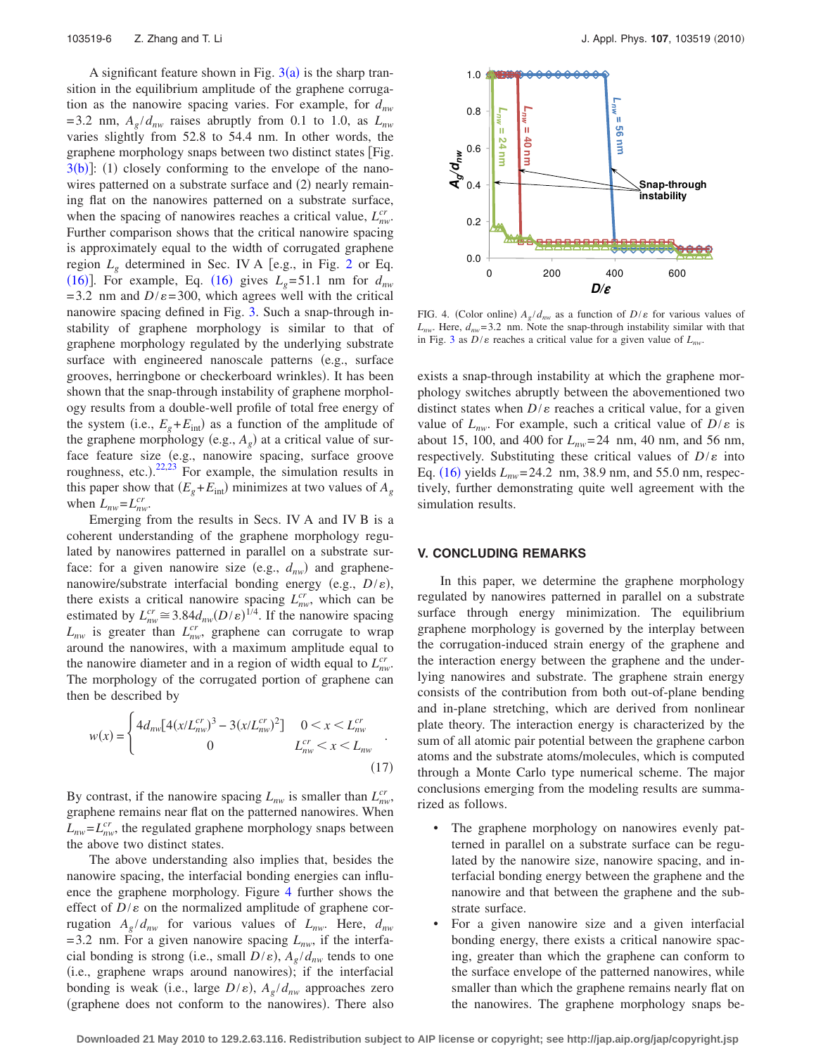A significant feature shown in Fig. 3(a) is the sharp transition in the equilibrium amplitude of the graphene corrugation as the nanowire spacing varies. For example, for $d_{nw}$ =3.2 nm, $A_g/d_{nw}$ raises abruptly from 0.1 to 1.0, as $L_{nw}$ varies slightly from 52.8 to 54.4 nm. In other words, the graphene morphology snaps between two distinct states [Fig. 3(b)]: (1) closely conforming to the envelope of the nanowires patterned on a substrate surface and (2) nearly remaining flat on the nanowires patterned on a substrate surface, when the spacing of nanowires reaches a critical value, $L_{nw}^{cr}$. Further comparison shows that the critical nanowire spacing is approximately equal to the width of corrugated graphene region $L_g$ determined in Sec. IV A [e.g., in Fig. 2 or Eq. (16)]. For example, Eq. (16) gives $L_g$=51.1 nm for $d_{nw}$ =3.2 nm and $D/\varepsilon$=300, which agrees well with the critical nanowire spacing defined in Fig. 3. Such a snap-through instability of graphene morphology is similar to that of graphene morphology regulated by the underlying substrate surface with engineered nanoscale patterns (e.g., surface grooves, herringbone or checkerboard wrinkles). It has been shown that the snap-through instability of graphene morphology results from a double-well profile of total free energy of the system (i.e., $E_g+E_{\text{int}}$) as a function of the amplitude of the graphene morphology (e.g., $A_g$) at a critical value of surface feature size (e.g., nanowire spacing, surface groove roughness, etc.).[22,23] For example, the simulation results in this paper show that $(E_g+E_{\text{int}})$ minimizes at two values of $A_g$ when $L_{nw}=L_{nw}^{cr}$.

Emerging from the results in Secs. IV A and IV B is a coherent understanding of the graphene morphology regulated by nanowires patterned in parallel on a substrate surface: for a given nanowire size (e.g., $d_{nw}$) and graphene-nanowire/substrate interfacial bonding energy (e.g., $D/\varepsilon$), there exists a critical nanowire spacing $L_{nw}^{cr}$, which can be estimated by $L_{nw}^{cr}\cong 3.84 d_{nw}(D/\varepsilon)^{1/4}$. If the nanowire spacing $L_{nw}$ is greater than $L_{nw}^{cr}$, graphene can corrugate to wrap around the nanowires, with a maximum amplitude equal to the nanowire diameter and in a region of width equal to $L_{nw}^{cr}$. The morphology of the corrugated portion of graphene can then be described by

$$w(x)=\begin{cases} 4d_{nw}[4(x/L_{nw}^{cr})^3-3(x/L_{nw}^{cr})^2] & 0<x<L_{nw}^{cr} \\ 0 & L_{nw}^{cr}<x<L_{nw} \end{cases}. \tag{17}$$

By contrast, if the nanowire spacing $L_{nw}$ is smaller than $L_{nw}^{cr}$, graphene remains near flat on the patterned nanowires. When $L_{nw}=L_{nw}^{cr}$, the regulated graphene morphology snaps between the above two distinct states.

The above understanding also implies that, besides the nanowire spacing, the interfacial bonding energies can influence the graphene morphology. Figure 4 further shows the effect of $D/\varepsilon$ on the normalized amplitude of graphene corrugation $A_g/d_{nw}$ for various values of $L_{nw}$. Here, $d_{nw}$ =3.2 nm. For a given nanowire spacing $L_{nw}$, if the interfacial bonding is strong (i.e., small $D/\varepsilon$), $A_g/d_{nw}$ tends to one (i.e., graphene wraps around nanowires); if the interfacial bonding is weak (i.e., large $D/\varepsilon$), $A_g/d_{nw}$ approaches zero (graphene does not conform to the nanowires). There also exists a snap-through instability at which the graphene morphology switches abruptly between the abovementioned two distinct states when $D/\varepsilon$ reaches a critical value, for a given value of $L_{nw}$. For example, such a critical value of $D/\varepsilon$ is about 15, 100, and 400 for $L_{nw}$=24 nm, 40 nm, and 56 nm, respectively. Substituting these critical values of $D/\varepsilon$ into Eq. (16) yields $L_{nw}$=24.2 nm, 38.9 nm, and 55.0 nm, respectively, further demonstrating quite well agreement with the simulation results.

FIG. 4. (Color online) $A_g/d_{nw}$ as a function of $D/\varepsilon$ for various values of $L_{nw}$. Here, $d_{nw}$=3.2 nm. Note the snap-through instability similar with that in Fig. 3 as $D/\varepsilon$ reaches a critical value for a given value of $L_{nw}$.

## V. CONCLUDING REMARKS

In this paper, we determine the graphene morphology regulated by nanowires patterned in parallel on a substrate surface through energy minimization. The equilibrium graphene morphology is governed by the interplay between the corrugation-induced strain energy of the graphene and the interaction energy between the graphene and the underlying nanowires and substrate. The graphene strain energy consists of the contribution from both out-of-plane bending and in-plane stretching, which are derived from nonlinear plate theory. The interaction energy is characterized by the sum of all atomic pair potential between the graphene carbon atoms and the substrate atoms/molecules, which is computed through a Monte Carlo type numerical scheme. The major conclusions emerging from the modeling results are summarized as follows.

- The graphene morphology on nanowires evenly patterned in parallel on a substrate surface can be regulated by the nanowire size, nanowire spacing, and interfacial bonding energy between the graphene and the nanowire and that between the graphene and the substrate surface.
- For a given nanowire size and a given interfacial bonding energy, there exists a critical nanowire spacing, greater than which the graphene can conform to the surface envelope of the patterned nanowires, while smaller than which the graphene remains nearly flat on the nanowires. The graphene morphology snaps be-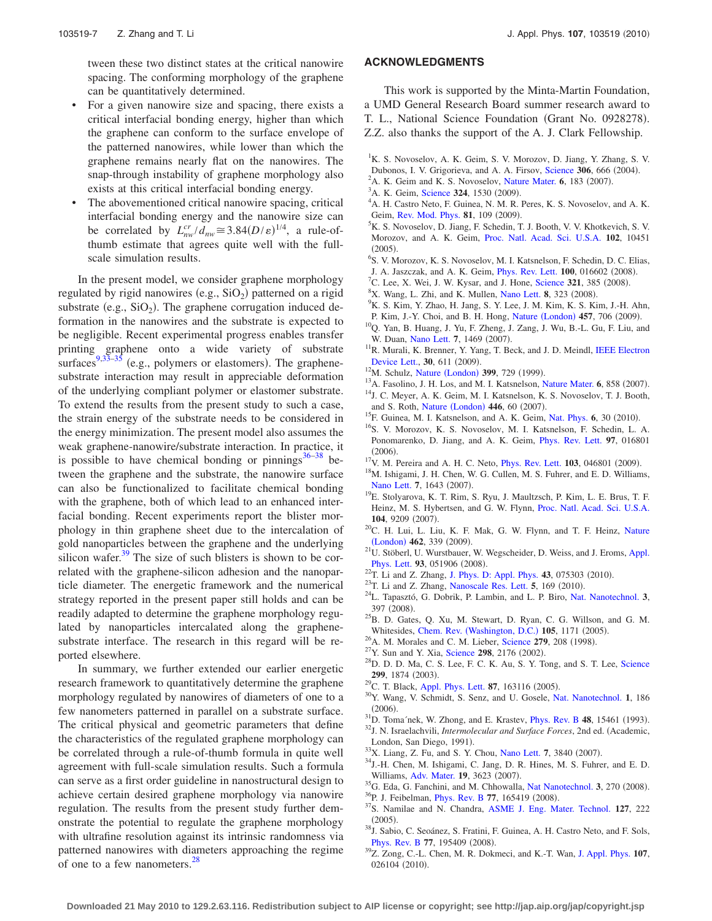tween these two distinct states at the critical nanowire spacing. The conforming morphology of the graphene can be quantitatively determined.

- For a given nanowire size and spacing, there exists a critical interfacial bonding energy, higher than which the graphene can conform to the surface envelope of the patterned nanowires, while lower than which the graphene remains nearly flat on the nanowires. The snap-through instability of graphene morphology also exists at this critical interfacial bonding energy.
- The abovementioned critical nanowire spacing, critical interfacial bonding energy and the nanowire size can be correlated by $L_{nw}^{cr}/d_{nw} \cong 3.84(D/\varepsilon)^{1/4}$, a rule-of-thumb estimate that agrees quite well with the full-scale simulation results.

In the present model, we consider graphene morphology regulated by rigid nanowires (e.g., $SiO_2$) patterned on a rigid substrate (e.g., $SiO_2$). The graphene corrugation induced deformation in the nanowires and the substrate is expected to be negligible. Recent experimental progress enables transfer printing graphene onto a wide variety of substrate surfaces[9,33–35] (e.g., polymers or elastomers). The graphene-substrate interaction may result in appreciable deformation of the underlying compliant polymer or elastomer substrate. To extend the results from the present study to such a case, the strain energy of the substrate needs to be considered in the energy minimization. The present model also assumes the weak graphene-nanowire/substrate interaction. In practice, it is possible to have chemical bonding or pinnings[36–38] between the graphene and the substrate, the nanowire surface can also be functionalized to facilitate chemical bonding with the graphene, both of which lead to an enhanced interfacial bonding. Recent experiments report the blister morphology in thin graphene sheet due to the intercalation of gold nanoparticles between the graphene and the underlying silicon wafer.[39] The size of such blisters is shown to be correlated with the graphene-silicon adhesion and the nanoparticle diameter. The energetic framework and the numerical strategy reported in the present paper still holds and can be readily adapted to determine the graphene morphology regulated by nanoparticles intercalated along the graphene-substrate interface. The research in this regard will be reported elsewhere.

In summary, we further extended our earlier energetic research framework to quantitatively determine the graphene morphology regulated by nanowires of diameters of one to a few nanometers patterned in parallel on a substrate surface. The critical physical and geometric parameters that define the characteristics of the regulated graphene morphology can be correlated through a rule-of-thumb formula in quite well agreement with full-scale simulation results. Such a formula can serve as a first order guideline in nanostructural design to achieve certain desired graphene morphology via nanowire regulation. The results from the present study further demonstrate the potential to regulate the graphene morphology with ultrafine resolution against its intrinsic randomness via patterned nanowires with diameters approaching the regime of one to a few nanometers.[28]

## ACKNOWLEDGMENTS

This work is supported by the Minta-Martin Foundation, a UMD General Research Board summer research award to T. L., National Science Foundation (Grant No. 0928278). Z.Z. also thanks the support of the A. J. Clark Fellowship.

[1] K. S. Novoselov, A. K. Geim, S. V. Morozov, D. Jiang, Y. Zhang, S. V. Dubonos, I. V. Grigorieva, and A. A. Firsov, Science **306**, 666 (2004).
[2] A. K. Geim and K. S. Novoselov, Nature Mater. **6**, 183 (2007).
[3] A. K. Geim, Science **324**, 1530 (2009).
[4] A. H. Castro Neto, F. Guinea, N. M. R. Peres, K. S. Novoselov, and A. K. Geim, Rev. Mod. Phys. **81**, 109 (2009).
[5] K. S. Novoselov, D. Jiang, F. Schedin, T. J. Booth, V. V. Khotkevich, S. V. Morozov, and A. K. Geim, Proc. Natl. Acad. Sci. U.S.A. **102**, 10451 (2005).
[6] S. V. Morozov, K. S. Novoselov, M. I. Katsnelson, F. Schedin, D. C. Elias, J. A. Jaszczak, and A. K. Geim, Phys. Rev. Lett. **100**, 016602 (2008).
[7] C. Lee, X. Wei, J. W. Kysar, and J. Hone, Science **321**, 385 (2008).
[8] X. Wang, L. Zhi, and K. Mullen, Nano Lett. **8**, 323 (2008).
[9] K. S. Kim, Y. Zhao, H. Jang, S. Y. Lee, J. M. Kim, K. S. Kim, J.-H. Ahn, P. Kim, J.-Y. Choi, and B. H. Hong, Nature (London) **457**, 706 (2009).
[10] Q. Yan, B. Huang, J. Yu, F. Zheng, J. Zang, J. Wu, B.-L. Gu, F. Liu, and W. Duan, Nano Lett. **7**, 1469 (2007).
[11] R. Murali, K. Brenner, Y. Yang, T. Beck, and J. D. Meindl, IEEE Electron Device Lett., **30**, 611 (2009).
[12] M. Schulz, Nature (London) **399**, 729 (1999).
[13] A. Fasolino, J. H. Los, and M. I. Katsnelson, Nature Mater. **6**, 858 (2007).
[14] J. C. Meyer, A. K. Geim, M. I. Katsnelson, K. S. Novoselov, T. J. Booth, and S. Roth, Nature (London) **446**, 60 (2007).
[15] F. Guinea, M. I. Katsnelson, and A. K. Geim, Nat. Phys. **6**, 30 (2010).
[16] S. V. Morozov, K. S. Novoselov, M. I. Katsnelson, F. Schedin, L. A. Ponomarenko, D. Jiang, and A. K. Geim, Phys. Rev. Lett. **97**, 016801 (2006).
[17] V. M. Pereira and A. H. C. Neto, Phys. Rev. Lett. **103**, 046801 (2009).
[18] M. Ishigami, J. H. Chen, W. G. Cullen, M. S. Fuhrer, and E. D. Williams, Nano Lett. **7**, 1643 (2007).
[19] E. Stolyarova, K. T. Rim, S. Ryu, J. Maultzsch, P. Kim, L. E. Brus, T. F. Heinz, M. S. Hybertsen, and G. W. Flynn, Proc. Natl. Acad. Sci. U.S.A. **104**, 9209 (2007).
[20] C. H. Lui, L. Liu, K. F. Mak, G. W. Flynn, and T. F. Heinz, Nature (London) **462**, 339 (2009).
[21] U. Stöberl, U. Wurstbauer, W. Wegscheider, D. Weiss, and J. Eroms, Appl. Phys. Lett. **93**, 051906 (2008).
[22] T. Li and Z. Zhang, J. Phys. D: Appl. Phys. **43**, 075303 (2010).
[23] T. Li and Z. Zhang, Nanoscale Res. Lett. **5**, 169 (2010).
[24] L. Tapasztó, G. Dobrik, P. Lambin, and L. P. Biro, Nat. Nanotechnol. **3**, 397 (2008).
[25] B. D. Gates, Q. Xu, M. Stewart, D. Ryan, C. G. Willson, and G. M. Whitesides, Chem. Rev. (Washington, D.C.) **105**, 1171 (2005).
[26] A. M. Morales and C. M. Lieber, Science **279**, 208 (1998).
[27] Y. Sun and Y. Xia, Science **298**, 2176 (2002).
[28] D. D. D. Ma, C. S. Lee, F. C. K. Au, S. Y. Tong, and S. T. Lee, Science **299**, 1874 (2003).
[29] C. T. Black, Appl. Phys. Lett. **87**, 163116 (2005).
[30] Y. Wang, V. Schmidt, S. Senz, and U. Gosele, Nat. Nanotechnol. **1**, 186 (2006).
[31] D. Tománek, W. Zhong, and E. Krastev, Phys. Rev. B **48**, 15461 (1993).
[32] J. N. Israelachvili, *Intermolecular and Surface Forces*, 2nd ed. (Academic, London, San Diego, 1991).
[33] X. Liang, Z. Fu, and S. Y. Chou, Nano Lett. **7**, 3840 (2007).
[34] J.-H. Chen, M. Ishigami, C. Jang, D. R. Hines, M. S. Fuhrer, and E. D. Williams, Adv. Mater. **19**, 3623 (2007).
[35] G. Eda, G. Fanchini, and M. Chhowalla, Nat Nanotechnol. **3**, 270 (2008).
[36] P. J. Feibelman, Phys. Rev. B **77**, 165419 (2008).
[37] S. Namilae and N. Chandra, ASME J. Eng. Mater. Technol. **127**, 222 (2005).
[38] J. Sabio, C. Seoánez, S. Fratini, F. Guinea, A. H. Castro Neto, and F. Sols, Phys. Rev. B **77**, 195409 (2008).
[39] Z. Zong, C.-L. Chen, M. R. Dokmeci, and K.-T. Wan, J. Appl. Phys. **107**, 026104 (2010).